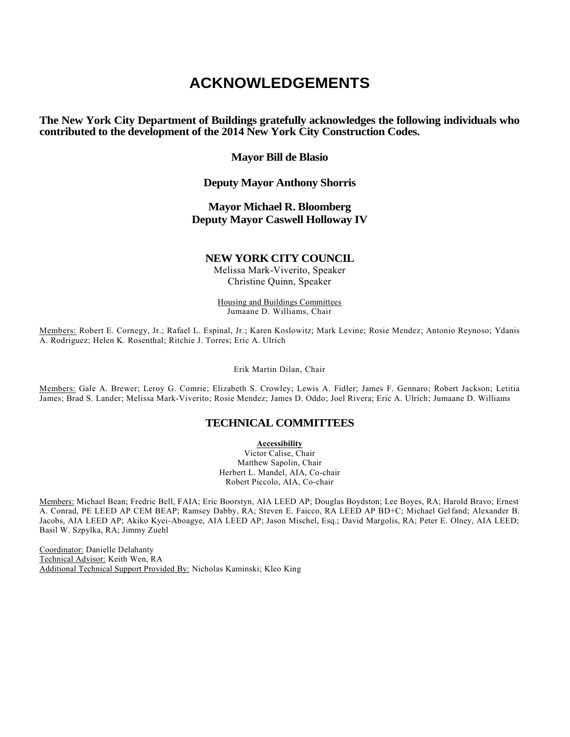# ACKNOWLEDGEMENTS

**The New York City Department of Buildings gratefully acknowledges the following individuals who contributed to the development of the 2014 New York City Construction Codes.**

**Mayor Bill de Blasio**

**Deputy Mayor Anthony Shorris**

**Mayor Michael R. Bloomberg**
**Deputy Mayor Caswell Holloway IV**

## NEW YORK CITY COUNCIL

Melissa Mark-Viverito, Speaker
Christine Quinn, Speaker

Housing and Buildings Committees
Jumaane D. Williams, Chair

Members: Robert E. Cornegy, Jr.; Rafael L. Espinal, Jr.; Karen Koslowitz; Mark Levine; Rosie Mendez; Antonio Reynoso; Ydanis A. Rodriguez; Helen K. Rosenthal; Ritchie J. Torres; Eric A. Ulrich

Erik Martin Dilan, Chair

Members: Gale A. Brewer; Leroy G. Comrie; Elizabeth S. Crowley; Lewis A. Fidler; James F. Gennaro; Robert Jackson; Letitia James; Brad S. Lander; Melissa Mark-Viverito; Rosie Mendez; James D. Oddo; Joel Rivera; Eric A. Ulrich; Jumaane D. Williams

## TECHNICAL COMMITTEES

**Accessibility**

Victor Calise, Chair
Matthew Sapolin, Chair
Herbert L. Mandel, AIA, Co-chair
Robert Piccolo, AIA, Co-chair

Members: Michael Bean; Fredric Bell, FAIA; Eric Boorstyn, AIA LEED AP; Douglas Boydston; Lee Boyes, RA; Harold Bravo; Ernest A. Conrad, PE LEED AP CEM BEAP; Ramsey Dabby, RA; Steven E. Faicco, RA LEED AP BD+C; Michael Gelfand; Alexander B. Jacobs, AIA LEED AP; Akiko Kyei-Aboagye, AIA LEED AP; Jason Mischel, Esq.; David Margolis, RA; Peter E. Olney, AIA LEED; Basil W. Szpylka, RA; Jimmy Zuehl

Coordinator: Danielle Delahanty
Technical Advisor: Keith Wen, RA
Additional Technical Support Provided By: Nicholas Kaminski; Kleo King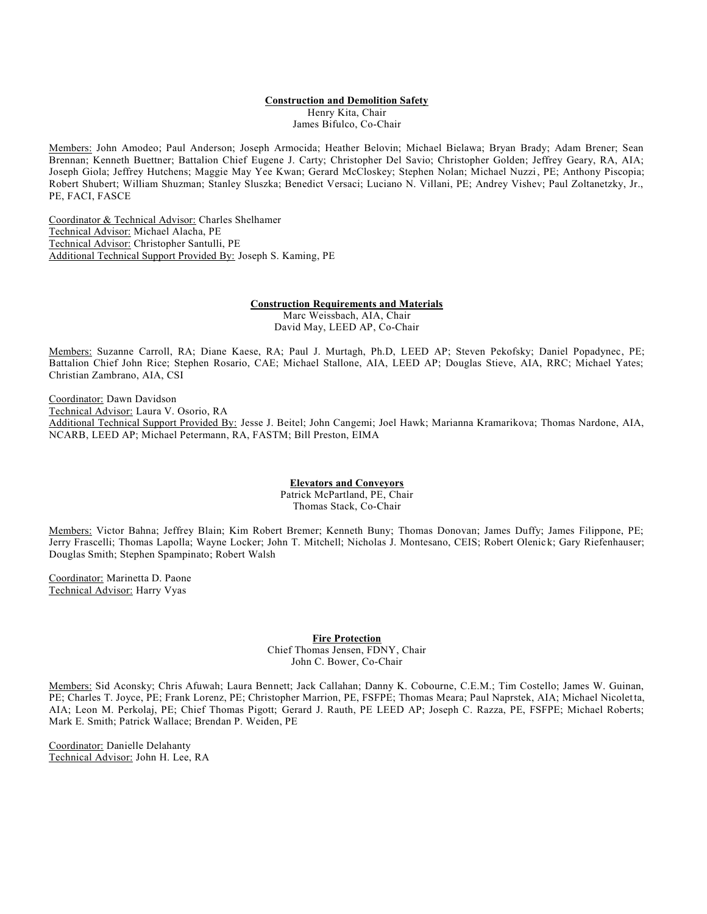**Construction and Demolition Safety**

Henry Kita, Chair
James Bifulco, Co-Chair

Members: John Amodeo; Paul Anderson; Joseph Armocida; Heather Belovin; Michael Bielawa; Bryan Brady; Adam Brener; Sean Brennan; Kenneth Buettner; Battalion Chief Eugene J. Carty; Christopher Del Savio; Christopher Golden; Jeffrey Geary, RA, AIA; Joseph Giola; Jeffrey Hutchens; Maggie May Yee Kwan; Gerard McCloskey; Stephen Nolan; Michael Nuzzi, PE; Anthony Piscopia; Robert Shubert; William Shuzman; Stanley Sluszka; Benedict Versaci; Luciano N. Villani, PE; Andrey Vishev; Paul Zoltanetzky, Jr., PE, FACI, FASCE

Coordinator & Technical Advisor: Charles Shelhamer
Technical Advisor: Michael Alacha, PE
Technical Advisor: Christopher Santulli, PE
Additional Technical Support Provided By: Joseph S. Kaming, PE

**Construction Requirements and Materials**

Marc Weissbach, AIA, Chair
David May, LEED AP, Co-Chair

Members: Suzanne Carroll, RA; Diane Kaese, RA; Paul J. Murtagh, Ph.D, LEED AP; Steven Pekofsky; Daniel Popadynec, PE; Battalion Chief John Rice; Stephen Rosario, CAE; Michael Stallone, AIA, LEED AP; Douglas Stieve, AIA, RRC; Michael Yates; Christian Zambrano, AIA, CSI

Coordinator: Dawn Davidson
Technical Advisor: Laura V. Osorio, RA
Additional Technical Support Provided By: Jesse J. Beitel; John Cangemi; Joel Hawk; Marianna Kramarikova; Thomas Nardone, AIA, NCARB, LEED AP; Michael Petermann, RA, FASTM; Bill Preston, EIMA

**Elevators and Conveyors**

Patrick McPartland, PE, Chair
Thomas Stack, Co-Chair

Members: Victor Bahna; Jeffrey Blain; Kim Robert Bremer; Kenneth Buny; Thomas Donovan; James Duffy; James Filippone, PE; Jerry Frascelli; Thomas Lapolla; Wayne Locker; John T. Mitchell; Nicholas J. Montesano, CEIS; Robert Olenick; Gary Riefenhauser; Douglas Smith; Stephen Spampinato; Robert Walsh

Coordinator: Marinetta D. Paone
Technical Advisor: Harry Vyas

**Fire Protection**

Chief Thomas Jensen, FDNY, Chair
John C. Bower, Co-Chair

Members: Sid Aconsky; Chris Afuwah; Laura Bennett; Jack Callahan; Danny K. Cobourne, C.E.M.; Tim Costello; James W. Guinan, PE; Charles T. Joyce, PE; Frank Lorenz, PE; Christopher Marrion, PE, FSFPE; Thomas Meara; Paul Naprstek, AIA; Michael Nicoletta, AIA; Leon M. Perkolaj, PE; Chief Thomas Pigott; Gerard J. Rauth, PE LEED AP; Joseph C. Razza, PE, FSFPE; Michael Roberts; Mark E. Smith; Patrick Wallace; Brendan P. Weiden, PE

Coordinator: Danielle Delahanty
Technical Advisor: John H. Lee, RA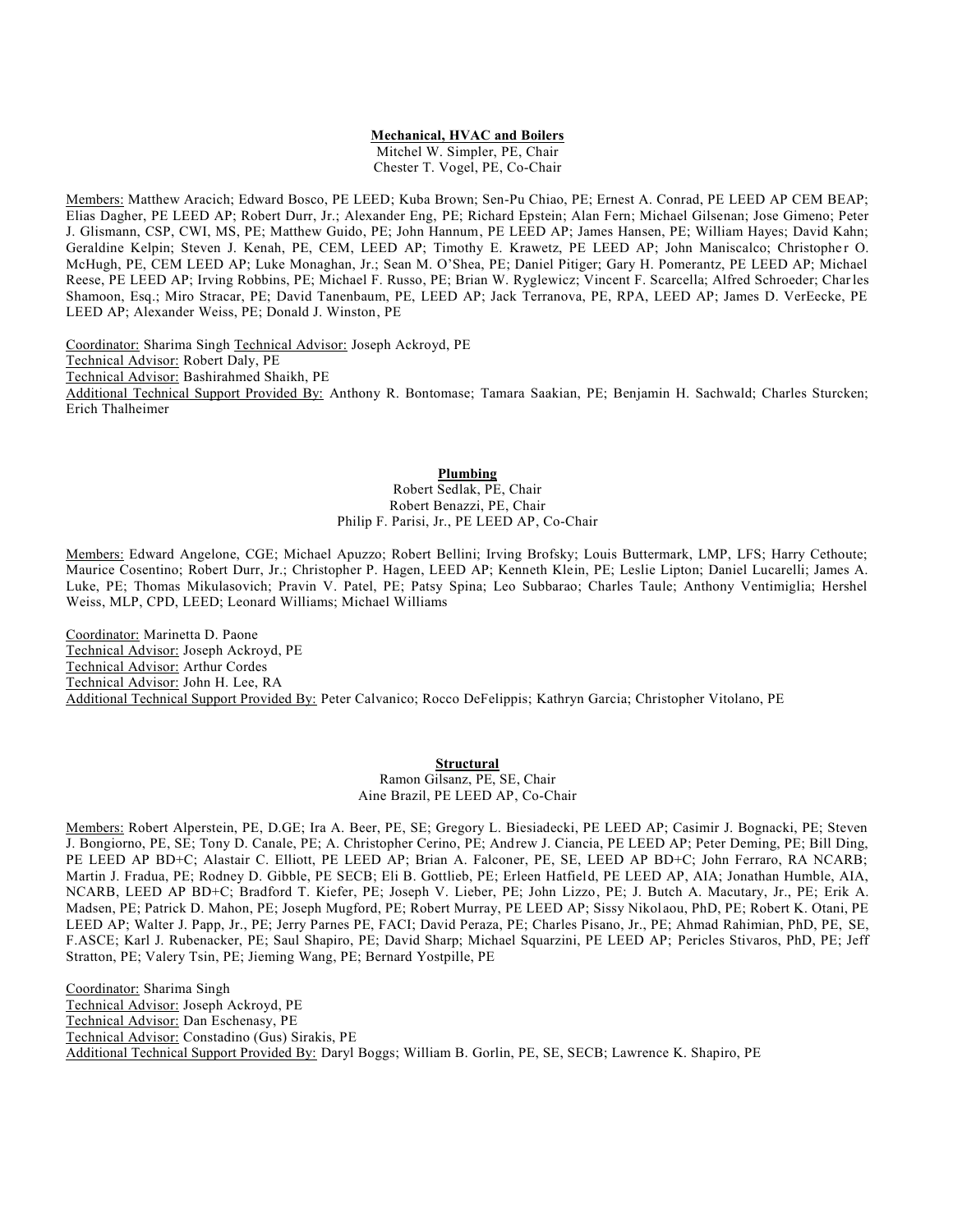**Mechanical, HVAC and Boilers**

Mitchel W. Simpler, PE, Chair
Chester T. Vogel, PE, Co-Chair

Members: Matthew Aracich; Edward Bosco, PE LEED; Kuba Brown; Sen-Pu Chiao, PE; Ernest A. Conrad, PE LEED AP CEM BEAP; Elias Dagher, PE LEED AP; Robert Durr, Jr.; Alexander Eng, PE; Richard Epstein; Alan Fern; Michael Gilsenan; Jose Gimeno; Peter J. Glismann, CSP, CWI, MS, PE; Matthew Guido, PE; John Hannum, PE LEED AP; James Hansen, PE; William Hayes; David Kahn; Geraldine Kelpin; Steven J. Kenah, PE, CEM, LEED AP; Timothy E. Krawetz, PE LEED AP; John Maniscalco; Christopher O. McHugh, PE, CEM LEED AP; Luke Monaghan, Jr.; Sean M. O'Shea, PE; Daniel Pitiger; Gary H. Pomerantz, PE LEED AP; Michael Reese, PE LEED AP; Irving Robbins, PE; Michael F. Russo, PE; Brian W. Ryglewicz; Vincent F. Scarcella; Alfred Schroeder; Charles Shamoon, Esq.; Miro Stracar, PE; David Tanenbaum, PE, LEED AP; Jack Terranova, PE, RPA, LEED AP; James D. VerEecke, PE LEED AP; Alexander Weiss, PE; Donald J. Winston, PE

Coordinator: Sharima Singh Technical Advisor: Joseph Ackroyd, PE
Technical Advisor: Robert Daly, PE
Technical Advisor: Bashirahmed Shaikh, PE
Additional Technical Support Provided By: Anthony R. Bontomase; Tamara Saakian, PE; Benjamin H. Sachwald; Charles Sturcken; Erich Thalheimer

**Plumbing**

Robert Sedlak, PE, Chair
Robert Benazzi, PE, Chair
Philip F. Parisi, Jr., PE LEED AP, Co-Chair

Members: Edward Angelone, CGE; Michael Apuzzo; Robert Bellini; Irving Brofsky; Louis Buttermark, LMP, LFS; Harry Cethoute; Maurice Cosentino; Robert Durr, Jr.; Christopher P. Hagen, LEED AP; Kenneth Klein, PE; Leslie Lipton; Daniel Lucarelli; James A. Luke, PE; Thomas Mikulasovich; Pravin V. Patel, PE; Patsy Spina; Leo Subbarao; Charles Taule; Anthony Ventimiglia; Hershel Weiss, MLP, CPD, LEED; Leonard Williams; Michael Williams

Coordinator: Marinetta D. Paone
Technical Advisor: Joseph Ackroyd, PE
Technical Advisor: Arthur Cordes
Technical Advisor: John H. Lee, RA
Additional Technical Support Provided By: Peter Calvanico; Rocco DeFelippis; Kathryn Garcia; Christopher Vitolano, PE

**Structural**

Ramon Gilsanz, PE, SE, Chair
Aine Brazil, PE LEED AP, Co-Chair

Members: Robert Alperstein, PE, D.GE; Ira A. Beer, PE, SE; Gregory L. Biesiadecki, PE LEED AP; Casimir J. Bognacki, PE; Steven J. Bongiorno, PE, SE; Tony D. Canale, PE; A. Christopher Cerino, PE; Andrew J. Ciancia, PE LEED AP; Peter Deming, PE; Bill Ding, PE LEED AP BD+C; Alastair C. Elliott, PE LEED AP; Brian A. Falconer, PE, SE, LEED AP BD+C; John Ferraro, RA NCARB; Martin J. Fradua, PE; Rodney D. Gibble, PE SECB; Eli B. Gottlieb, PE; Erleen Hatfield, PE LEED AP, AIA; Jonathan Humble, AIA, NCARB, LEED AP BD+C; Bradford T. Kiefer, PE; Joseph V. Lieber, PE; John Lizzo, PE; J. Butch A. Macutary, Jr., PE; Erik A. Madsen, PE; Patrick D. Mahon, PE; Joseph Mugford, PE; Robert Murray, PE LEED AP; Sissy Nikolaou, PhD, PE; Robert K. Otani, PE LEED AP; Walter J. Papp, Jr., PE; Jerry Parnes PE, FACI; David Peraza, PE; Charles Pisano, Jr., PE; Ahmad Rahimian, PhD, PE, SE, F.ASCE; Karl J. Rubenacker, PE; Saul Shapiro, PE; David Sharp; Michael Squarzini, PE LEED AP; Pericles Stivaros, PhD, PE; Jeff Stratton, PE; Valery Tsin, PE; Jieming Wang, PE; Bernard Yostpille, PE

Coordinator: Sharima Singh
Technical Advisor: Joseph Ackroyd, PE
Technical Advisor: Dan Eschenasy, PE
Technical Advisor: Constadino (Gus) Sirakis, PE
Additional Technical Support Provided By: Daryl Boggs; William B. Gorlin, PE, SE, SECB; Lawrence K. Shapiro, PE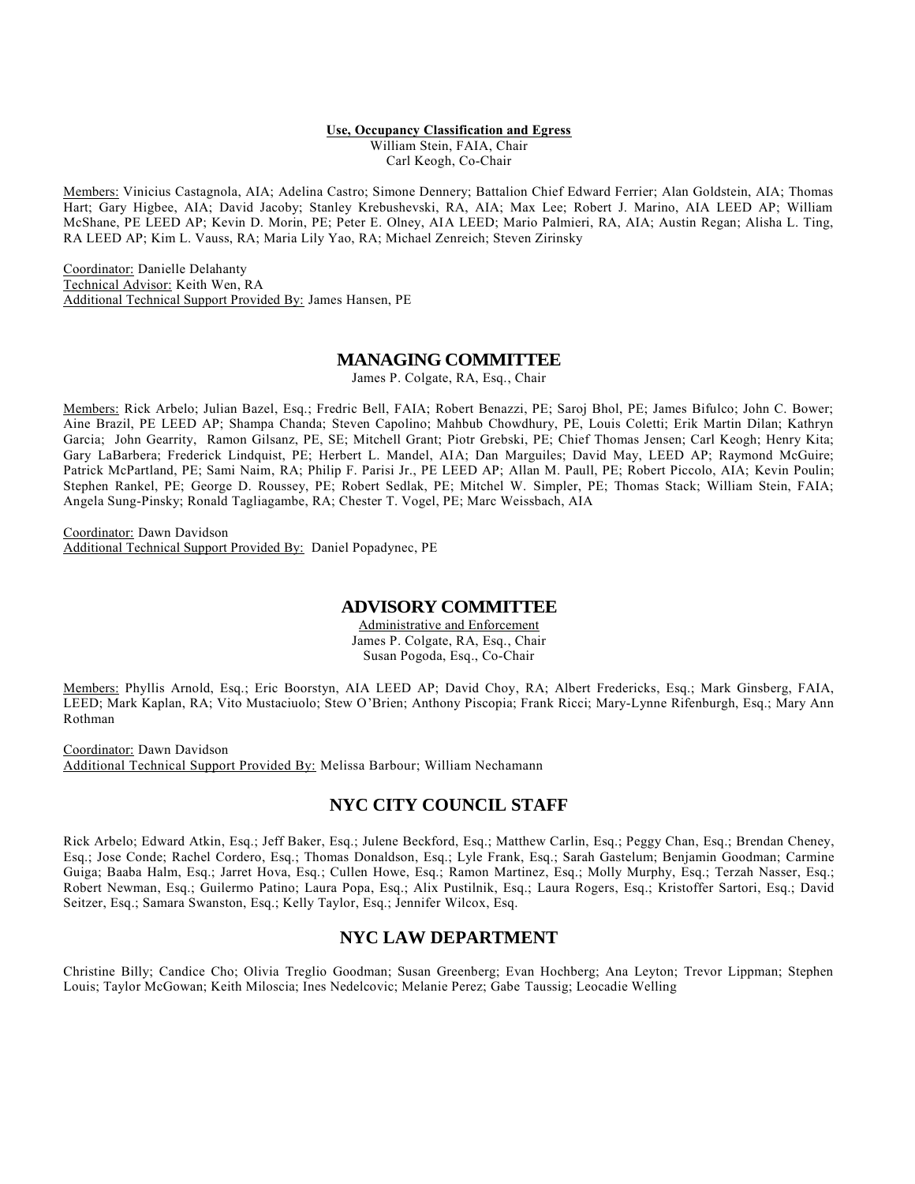**Use, Occupancy Classification and Egress**

William Stein, FAIA, Chair
Carl Keogh, Co-Chair

Members: Vinicius Castagnola, AIA; Adelina Castro; Simone Dennery; Battalion Chief Edward Ferrier; Alan Goldstein, AIA; Thomas Hart; Gary Higbee, AIA; David Jacoby; Stanley Krebushevski, RA, AIA; Max Lee; Robert J. Marino, AIA LEED AP; William McShane, PE LEED AP; Kevin D. Morin, PE; Peter E. Olney, AIA LEED; Mario Palmieri, RA, AIA; Austin Regan; Alisha L. Ting, RA LEED AP; Kim L. Vauss, RA; Maria Lily Yao, RA; Michael Zenreich; Steven Zirinsky

Coordinator: Danielle Delahanty
Technical Advisor: Keith Wen, RA
Additional Technical Support Provided By: James Hansen, PE

## MANAGING COMMITTEE

James P. Colgate, RA, Esq., Chair

Members: Rick Arbelo; Julian Bazel, Esq.; Fredric Bell, FAIA; Robert Benazzi, PE; Saroj Bhol, PE; James Bifulco; John C. Bower; Aine Brazil, PE LEED AP; Shampa Chanda; Steven Capolino; Mahbub Chowdhury, PE, Louis Coletti; Erik Martin Dilan; Kathryn Garcia; John Gearrity, Ramon Gilsanz, PE, SE; Mitchell Grant; Piotr Grebski, PE; Chief Thomas Jensen; Carl Keogh; Henry Kita; Gary LaBarbera; Frederick Lindquist, PE; Herbert L. Mandel, AIA; Dan Marguiles; David May, LEED AP; Raymond McGuire; Patrick McPartland, PE; Sami Naim, RA; Philip F. Parisi Jr., PE LEED AP; Allan M. Paull, PE; Robert Piccolo, AIA; Kevin Poulin; Stephen Rankel, PE; George D. Roussey, PE; Robert Sedlak, PE; Mitchel W. Simpler, PE; Thomas Stack; William Stein, FAIA; Angela Sung-Pinsky; Ronald Tagliagambe, RA; Chester T. Vogel, PE; Marc Weissbach, AIA

Coordinator: Dawn Davidson
Additional Technical Support Provided By: Daniel Popadynec, PE

## ADVISORY COMMITTEE

Administrative and Enforcement
James P. Colgate, RA, Esq., Chair
Susan Pogoda, Esq., Co-Chair

Members: Phyllis Arnold, Esq.; Eric Boorstyn, AIA LEED AP; David Choy, RA; Albert Fredericks, Esq.; Mark Ginsberg, FAIA, LEED; Mark Kaplan, RA; Vito Mustaciuolo; Stew O'Brien; Anthony Piscopia; Frank Ricci; Mary-Lynne Rifenburgh, Esq.; Mary Ann Rothman

Coordinator: Dawn Davidson
Additional Technical Support Provided By: Melissa Barbour; William Nechamann

## NYC CITY COUNCIL STAFF

Rick Arbelo; Edward Atkin, Esq.; Jeff Baker, Esq.; Julene Beckford, Esq.; Matthew Carlin, Esq.; Peggy Chan, Esq.; Brendan Cheney, Esq.; Jose Conde; Rachel Cordero, Esq.; Thomas Donaldson, Esq.; Lyle Frank, Esq.; Sarah Gastelum; Benjamin Goodman; Carmine Guiga; Baaba Halm, Esq.; Jarret Hova, Esq.; Cullen Howe, Esq.; Ramon Martinez, Esq.; Molly Murphy, Esq.; Terzah Nasser, Esq.; Robert Newman, Esq.; Guilermo Patino; Laura Popa, Esq.; Alix Pustilnik, Esq.; Laura Rogers, Esq.; Kristoffer Sartori, Esq.; David Seitzer, Esq.; Samara Swanston, Esq.; Kelly Taylor, Esq.; Jennifer Wilcox, Esq.

## NYC LAW DEPARTMENT

Christine Billy; Candice Cho; Olivia Treglio Goodman; Susan Greenberg; Evan Hochberg; Ana Leyton; Trevor Lippman; Stephen Louis; Taylor McGowan; Keith Miloscia; Ines Nedelcovic; Melanie Perez; Gabe Taussig; Leocadie Welling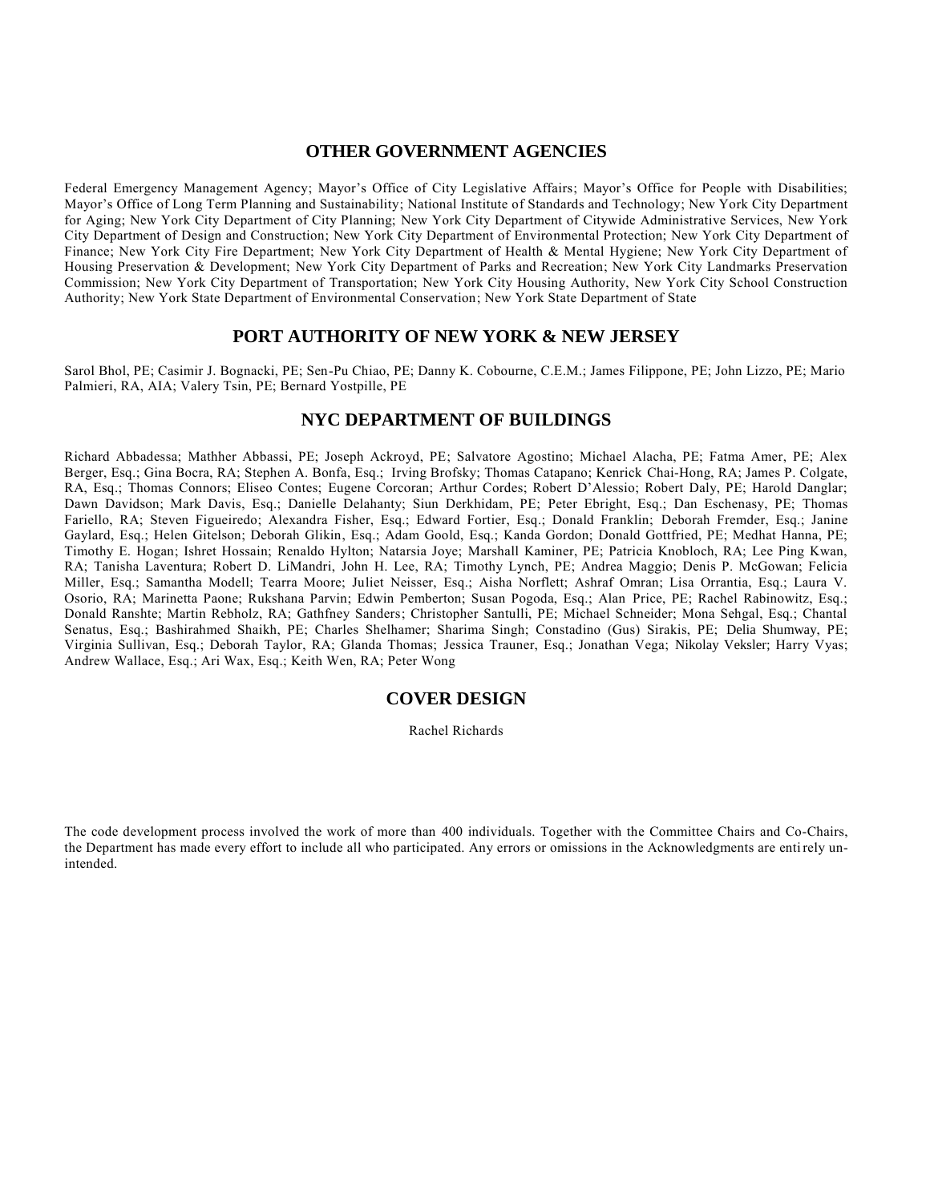## OTHER GOVERNMENT AGENCIES

Federal Emergency Management Agency; Mayor's Office of City Legislative Affairs; Mayor's Office for People with Disabilities; Mayor's Office of Long Term Planning and Sustainability; National Institute of Standards and Technology; New York City Department for Aging; New York City Department of City Planning; New York City Department of Citywide Administrative Services, New York City Department of Design and Construction; New York City Department of Environmental Protection; New York City Department of Finance; New York City Fire Department; New York City Department of Health & Mental Hygiene; New York City Department of Housing Preservation & Development; New York City Department of Parks and Recreation; New York City Landmarks Preservation Commission; New York City Department of Transportation; New York City Housing Authority, New York City School Construction Authority; New York State Department of Environmental Conservation; New York State Department of State

## PORT AUTHORITY OF NEW YORK & NEW JERSEY

Sarol Bhol, PE; Casimir J. Bognacki, PE; Sen-Pu Chiao, PE; Danny K. Cobourne, C.E.M.; James Filippone, PE; John Lizzo, PE; Mario Palmieri, RA, AIA; Valery Tsin, PE; Bernard Yostpille, PE

## NYC DEPARTMENT OF BUILDINGS

Richard Abbadessa; Mathher Abbassi, PE; Joseph Ackroyd, PE; Salvatore Agostino; Michael Alacha, PE; Fatma Amer, PE; Alex Berger, Esq.; Gina Bocra, RA; Stephen A. Bonfa, Esq.; Irving Brofsky; Thomas Catapano; Kenrick Chai-Hong, RA; James P. Colgate, RA, Esq.; Thomas Connors; Eliseo Contes; Eugene Corcoran; Arthur Cordes; Robert D'Alessio; Robert Daly, PE; Harold Danglar; Dawn Davidson; Mark Davis, Esq.; Danielle Delahanty; Siun Derkhidam, PE; Peter Ebright, Esq.; Dan Eschenasy, PE; Thomas Fariello, RA; Steven Figueiredo; Alexandra Fisher, Esq.; Edward Fortier, Esq.; Donald Franklin; Deborah Fremder, Esq.; Janine Gaylard, Esq.; Helen Gitelson; Deborah Glikin, Esq.; Adam Goold, Esq.; Kanda Gordon; Donald Gottfried, PE; Medhat Hanna, PE; Timothy E. Hogan; Ishret Hossain; Renaldo Hylton; Natarsia Joye; Marshall Kaminer, PE; Patricia Knobloch, RA; Lee Ping Kwan, RA; Tanisha Laventura; Robert D. LiMandri, John H. Lee, RA; Timothy Lynch, PE; Andrea Maggio; Denis P. McGowan; Felicia Miller, Esq.; Samantha Modell; Tearra Moore; Juliet Neisser, Esq.; Aisha Norflett; Ashraf Omran; Lisa Orrantia, Esq.; Laura V. Osorio, RA; Marinetta Paone; Rukshana Parvin; Edwin Pemberton; Susan Pogoda, Esq.; Alan Price, PE; Rachel Rabinowitz, Esq.; Donald Ranshte; Martin Rebholz, RA; Gathfney Sanders; Christopher Santulli, PE; Michael Schneider; Mona Sehgal, Esq.; Chantal Senatus, Esq.; Bashirahmed Shaikh, PE; Charles Shelhamer; Sharima Singh; Constadino (Gus) Sirakis, PE; Delia Shumway, PE; Virginia Sullivan, Esq.; Deborah Taylor, RA; Glanda Thomas; Jessica Trauner, Esq.; Jonathan Vega; Nikolay Veksler; Harry Vyas; Andrew Wallace, Esq.; Ari Wax, Esq.; Keith Wen, RA; Peter Wong

## COVER DESIGN

Rachel Richards

The code development process involved the work of more than 400 individuals. Together with the Committee Chairs and Co-Chairs, the Department has made every effort to include all who participated. Any errors or omissions in the Acknowledgments are entirely unintended.